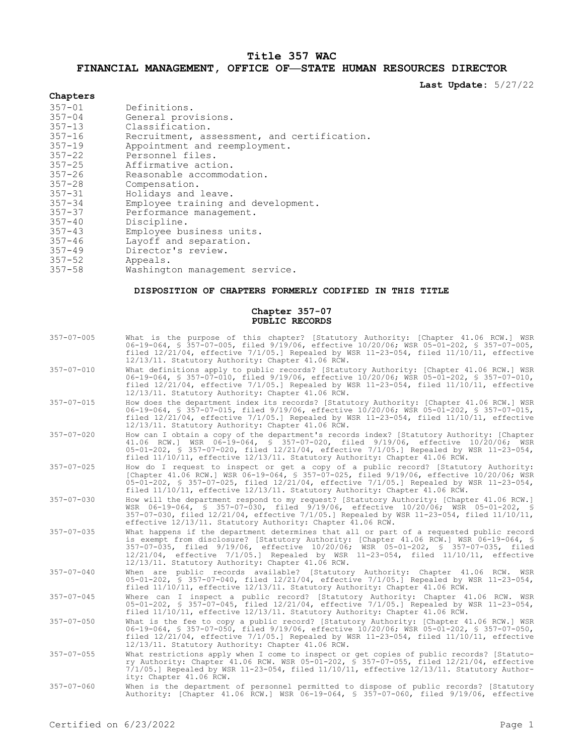# Title 357 WAC

## FINANCIAL MANAGEMENT, OFFICE OF—STATE HUMAN RESOURCES DIRECTOR

**Last Update:** 5/27/22

### Chapters

| | |
|---|---|
| 357-01 | Definitions. |
| 357-04 | General provisions. |
| 357-13 | Classification. |
| 357-16 | Recruitment, assessment, and certification. |
| 357-19 | Appointment and reemployment. |
| 357-22 | Personnel files. |
| 357-25 | Affirmative action. |
| 357-26 | Reasonable accommodation. |
| 357-28 | Compensation. |
| 357-31 | Holidays and leave. |
| 357-34 | Employee training and development. |
| 357-37 | Performance management. |
| 357-40 | Discipline. |
| 357-43 | Employee business units. |
| 357-46 | Layoff and separation. |
| 357-49 | Director's review. |
| 357-52 | Appeals. |
| 357-58 | Washington management service. |

### DISPOSITION OF CHAPTERS FORMERLY CODIFIED IN THIS TITLE

#### Chapter 357-07
#### PUBLIC RECORDS

| | |
|---|---|
| 357-07-005 | What is the purpose of this chapter? [Statutory Authority: [Chapter 41.06 RCW.] WSR 06-19-064, § 357-07-005, filed 9/19/06, effective 10/20/06; WSR 05-01-202, § 357-07-005, filed 12/21/04, effective 7/1/05.] Repealed by WSR 11-23-054, filed 11/10/11, effective 12/13/11. Statutory Authority: Chapter 41.06 RCW. |
| 357-07-010 | What definitions apply to public records? [Statutory Authority: [Chapter 41.06 RCW.] WSR 06-19-064, § 357-07-010, filed 9/19/06, effective 10/20/06; WSR 05-01-202, § 357-07-010, filed 12/21/04, effective 7/1/05.] Repealed by WSR 11-23-054, filed 11/10/11, effective 12/13/11. Statutory Authority: Chapter 41.06 RCW. |
| 357-07-015 | How does the department index its records? [Statutory Authority: [Chapter 41.06 RCW.] WSR 06-19-064, § 357-07-015, filed 9/19/06, effective 10/20/06; WSR 05-01-202, § 357-07-015, filed 12/21/04, effective 7/1/05.] Repealed by WSR 11-23-054, filed 11/10/11, effective 12/13/11. Statutory Authority: Chapter 41.06 RCW. |
| 357-07-020 | How can I obtain a copy of the department's records index? [Statutory Authority: [Chapter 41.06 RCW.] WSR 06-19-064, § 357-07-020, filed 9/19/06, effective 10/20/06; WSR 05-01-202, § 357-07-020, filed 12/21/04, effective 7/1/05.] Repealed by WSR 11-23-054, filed 11/10/11, effective 12/13/11. Statutory Authority: Chapter 41.06 RCW. |
| 357-07-025 | How do I request to inspect or get a copy of a public record? [Statutory Authority: [Chapter 41.06 RCW.] WSR 06-19-064, § 357-07-025, filed 9/19/06, effective 10/20/06; WSR 05-01-202, § 357-07-025, filed 12/21/04, effective 7/1/05.] Repealed by WSR 11-23-054, filed 11/10/11, effective 12/13/11. Statutory Authority: Chapter 41.06 RCW. |
| 357-07-030 | How will the department respond to my request? [Statutory Authority: [Chapter 41.06 RCW.] WSR 06-19-064, § 357-07-030, filed 9/19/06, effective 10/20/06; WSR 05-01-202, § 357-07-030, filed 12/21/04, effective 7/1/05.] Repealed by WSR 11-23-054, filed 11/10/11, effective 12/13/11. Statutory Authority: Chapter 41.06 RCW. |
| 357-07-035 | What happens if the department determines that all or part of a requested public record is exempt from disclosure? [Statutory Authority: [Chapter 41.06 RCW.] WSR 06-19-064, § 357-07-035, filed 9/19/06, effective 10/20/06; WSR 05-01-202, § 357-07-035, filed 12/21/04, effective 7/1/05.] Repealed by WSR 11-23-054, filed 11/10/11, effective 12/13/11. Statutory Authority: Chapter 41.06 RCW. |
| 357-07-040 | When are public records available? [Statutory Authority: Chapter 41.06 RCW. WSR 05-01-202, § 357-07-040, filed 12/21/04, effective 7/1/05.] Repealed by WSR 11-23-054, filed 11/10/11, effective 12/13/11. Statutory Authority: Chapter 41.06 RCW. |
| 357-07-045 | Where can I inspect a public record? [Statutory Authority: Chapter 41.06 RCW. WSR 05-01-202, § 357-07-045, filed 12/21/04, effective 7/1/05.] Repealed by WSR 11-23-054, filed 11/10/11, effective 12/13/11. Statutory Authority: Chapter 41.06 RCW. |
| 357-07-050 | What is the fee to copy a public record? [Statutory Authority: [Chapter 41.06 RCW.] WSR 06-19-064, § 357-07-050, filed 9/19/06, effective 10/20/06; WSR 05-01-202, § 357-07-050, filed 12/21/04, effective 7/1/05.] Repealed by WSR 11-23-054, filed 11/10/11, effective 12/13/11. Statutory Authority: Chapter 41.06 RCW. |
| 357-07-055 | What restrictions apply when I come to inspect or get copies of public records? [Statutory Authority: Chapter 41.06 RCW. WSR 05-01-202, § 357-07-055, filed 12/21/04, effective 7/1/05.] Repealed by WSR 11-23-054, filed 11/10/11, effective 12/13/11. Statutory Authority: Chapter 41.06 RCW. |
| 357-07-060 | When is the department of personnel permitted to dispose of public records? [Statutory Authority: [Chapter 41.06 RCW.] WSR 06-19-064, § 357-07-060, filed 9/19/06, effective |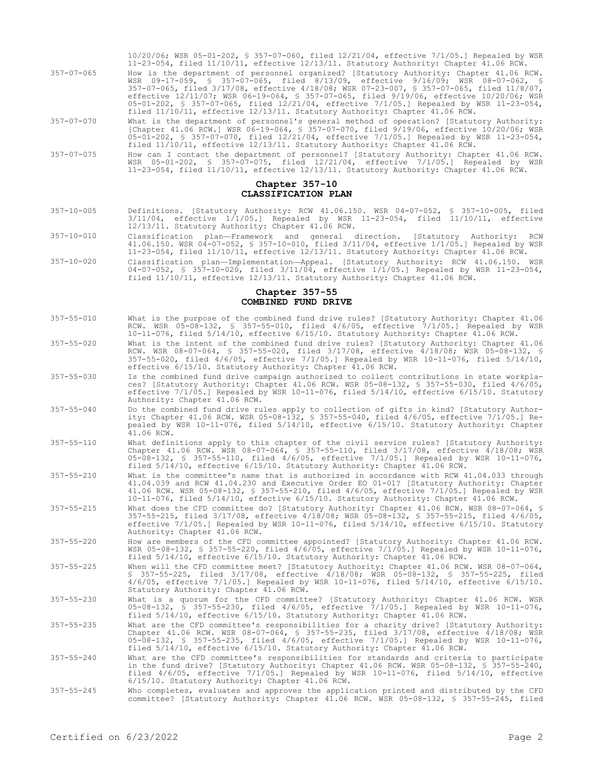10/20/06; WSR 05-01-202, § 357-07-060, filed 12/21/04, effective 7/1/05.] Repealed by WSR 11-23-054, filed 11/10/11, effective 12/13/11. Statutory Authority: Chapter 41.06 RCW.

357-07-065 How is the department of personnel organized? [Statutory Authority: Chapter 41.06 RCW. WSR 09-17-059, § 357-07-065, filed 8/13/09, effective 9/16/09; WSR 08-07-062, § 357-07-065, filed 3/17/08, effective 4/18/08; WSR 07-23-007, § 357-07-065, filed 11/8/07, effective 12/11/07; WSR 06-19-064, § 357-07-065, filed 9/19/06, effective 10/20/06; WSR 05-01-202, § 357-07-065, filed 12/21/04, effective 7/1/05.] Repealed by WSR 11-23-054, filed 11/10/11, effective 12/13/11. Statutory Authority: Chapter 41.06 RCW.

357-07-070 What is the department of personnel's general method of operation? [Statutory Authority: [Chapter 41.06 RCW.] WSR 06-19-064, § 357-07-070, filed 9/19/06, effective 10/20/06; WSR 05-01-202, § 357-07-070, filed 12/21/04, effective 7/1/05.] Repealed by WSR 11-23-054, filed 11/10/11, effective 12/13/11. Statutory Authority: Chapter 41.06 RCW.

357-07-075 How can I contact the department of personnel? [Statutory Authority: Chapter 41.06 RCW. WSR 05-01-202, § 357-07-075, filed 12/21/04, effective 7/1/05.] Repealed by WSR 11-23-054, filed 11/10/11, effective 12/13/11. Statutory Authority: Chapter 41.06 RCW.

## Chapter 357-10
## CLASSIFICATION PLAN

357-10-005 Definitions. [Statutory Authority: RCW 41.06.150. WSR 04-07-052, § 357-10-005, filed 3/11/04, effective 1/1/05.] Repealed by WSR 11-23-054, filed 11/10/11, effective 12/13/11. Statutory Authority: Chapter 41.06 RCW.

357-10-010 Classification plan—Framework and general direction. [Statutory Authority: RCW 41.06.150. WSR 04-07-052, § 357-10-010, filed 3/11/04, effective 1/1/05.] Repealed by WSR 11-23-054, filed 11/10/11, effective 12/13/11. Statutory Authority: Chapter 41.06 RCW.

357-10-020 Classification plan—Implementation—Appeal. [Statutory Authority: RCW 41.06.150. WSR 04-07-052, § 357-10-020, filed 3/11/04, effective 1/1/05.] Repealed by WSR 11-23-054, filed 11/10/11, effective 12/13/11. Statutory Authority: Chapter 41.06 RCW.

## Chapter 357-55
## COMBINED FUND DRIVE

357-55-010 What is the purpose of the combined fund drive rules? [Statutory Authority: Chapter 41.06 RCW. WSR 05-08-132, § 357-55-010, filed 4/6/05, effective 7/1/05.] Repealed by WSR 10-11-076, filed 5/14/10, effective 6/15/10. Statutory Authority: Chapter 41.06 RCW.

357-55-020 What is the intent of the combined fund drive rules? [Statutory Authority: Chapter 41.06 RCW. WSR 08-07-064, § 357-55-020, filed 3/17/08, effective 4/18/08; WSR 05-08-132, § 357-55-020, filed 4/6/05, effective 7/1/05.] Repealed by WSR 10-11-076, filed 5/14/10, effective 6/15/10. Statutory Authority: Chapter 41.06 RCW.

357-55-030 Is the combined fund drive campaign authorized to collect contributions in state workplaces? [Statutory Authority: Chapter 41.06 RCW. WSR 05-08-132, § 357-55-030, filed 4/6/05, effective 7/1/05.] Repealed by WSR 10-11-076, filed 5/14/10, effective 6/15/10. Statutory Authority: Chapter 41.06 RCW.

357-55-040 Do the combined fund drive rules apply to collection of gifts in kind? [Statutory Authority: Chapter 41.06 RCW. WSR 05-08-132, § 357-55-040, filed 4/6/05, effective 7/1/05.] Repealed by WSR 10-11-076, filed 5/14/10, effective 6/15/10. Statutory Authority: Chapter 41.06 RCW.

357-55-110 What definitions apply to this chapter of the civil service rules? [Statutory Authority: Chapter 41.06 RCW. WSR 08-07-064, § 357-55-110, filed 3/17/08, effective 4/18/08; WSR 05-08-132, § 357-55-110, filed 4/6/05, effective 7/1/05.] Repealed by WSR 10-11-076, filed 5/14/10, effective 6/15/10. Statutory Authority: Chapter 41.06 RCW.

357-55-210 What is the committee's name that is authorized in accordance with RCW 41.04.033 through 41.04.039 and RCW 41.04.230 and Executive Order EO 01-01? [Statutory Authority: Chapter 41.06 RCW. WSR 05-08-132, § 357-55-210, filed 4/6/05, effective 7/1/05.] Repealed by WSR 10-11-076, filed 5/14/10, effective 6/15/10. Statutory Authority: Chapter 41.06 RCW.

357-55-215 What does the CFD committee do? [Statutory Authority: Chapter 41.06 RCW. WSR 08-07-064, § 357-55-215, filed 3/17/08, effective 4/18/08; WSR 05-08-132, § 357-55-215, filed 4/6/05, effective 7/1/05.] Repealed by WSR 10-11-076, filed 5/14/10, effective 6/15/10. Statutory Authority: Chapter 41.06 RCW.

357-55-220 How are members of the CFD committee appointed? [Statutory Authority: Chapter 41.06 RCW. WSR 05-08-132, § 357-55-220, filed 4/6/05, effective 7/1/05.] Repealed by WSR 10-11-076, filed 5/14/10, effective 6/15/10. Statutory Authority: Chapter 41.06 RCW.

357-55-225 When will the CFD committee meet? [Statutory Authority: Chapter 41.06 RCW. WSR 08-07-064, § 357-55-225, filed 3/17/08, effective 4/18/08; WSR 05-08-132, § 357-55-225, filed 4/6/05, effective 7/1/05.] Repealed by WSR 10-11-076, filed 5/14/10, effective 6/15/10. Statutory Authority: Chapter 41.06 RCW.

357-55-230 What is a quorum for the CFD committee? [Statutory Authority: Chapter 41.06 RCW. WSR 05-08-132, § 357-55-230, filed 4/6/05, effective 7/1/05.] Repealed by WSR 10-11-076, filed 5/14/10, effective 6/15/10. Statutory Authority: Chapter 41.06 RCW.

357-55-235 What are the CFD committee's responsibilities for a charity drive? [Statutory Authority: Chapter 41.06 RCW. WSR 08-07-064, § 357-55-235, filed 3/17/08, effective 4/18/08; WSR 05-08-132, § 357-55-235, filed 4/6/05, effective 7/1/05.] Repealed by WSR 10-11-076, filed 5/14/10, effective 6/15/10. Statutory Authority: Chapter 41.06 RCW.

357-55-240 What are the CFD committee's responsibilities for standards and criteria to participate in the fund drive? [Statutory Authority: Chapter 41.06 RCW. WSR 05-08-132, § 357-55-240, filed 4/6/05, effective 7/1/05.] Repealed by WSR 10-11-076, filed 5/14/10, effective 6/15/10. Statutory Authority: Chapter 41.06 RCW.

357-55-245 Who completes, evaluates and approves the application printed and distributed by the CFD committee? [Statutory Authority: Chapter 41.06 RCW. WSR 05-08-132, § 357-55-245, filed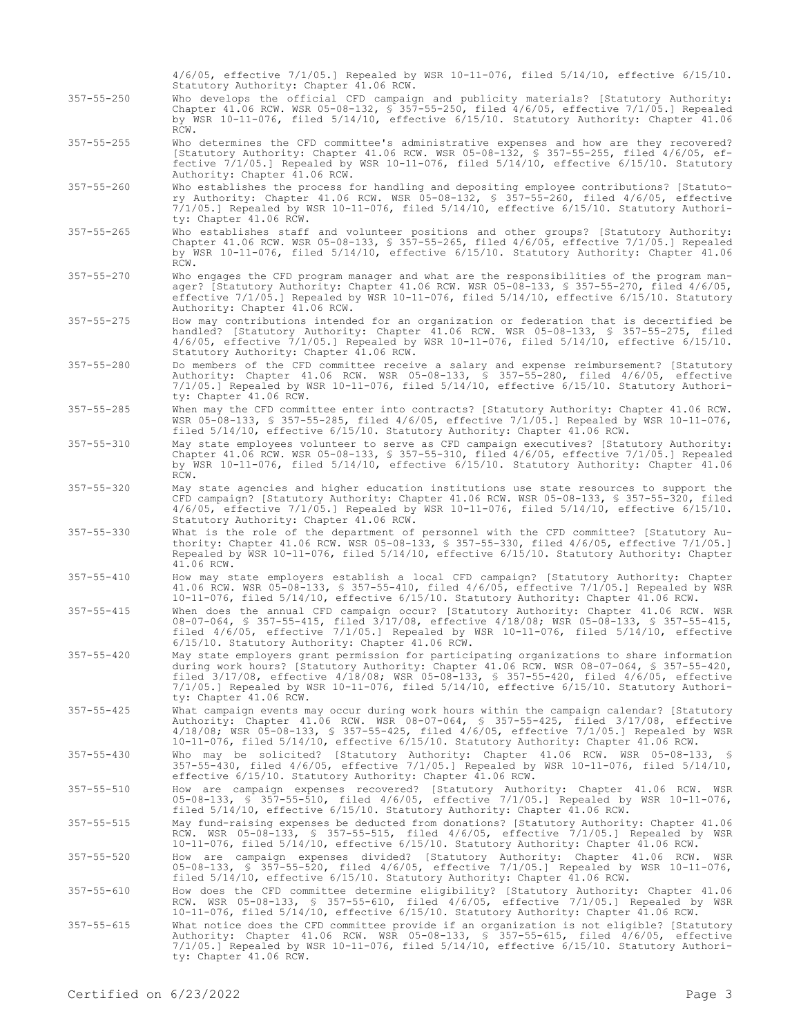4/6/05, effective 7/1/05.] Repealed by WSR 10-11-076, filed 5/14/10, effective 6/15/10. Statutory Authority: Chapter 41.06 RCW.

357-55-250 Who develops the official CFD campaign and publicity materials? [Statutory Authority: Chapter 41.06 RCW. WSR 05-08-132, § 357-55-250, filed 4/6/05, effective 7/1/05.] Repealed by WSR 10-11-076, filed 5/14/10, effective 6/15/10. Statutory Authority: Chapter 41.06 RCW.

357-55-255 Who determines the CFD committee's administrative expenses and how are they recovered? [Statutory Authority: Chapter 41.06 RCW. WSR 05-08-132, § 357-55-255, filed 4/6/05, effective 7/1/05.] Repealed by WSR 10-11-076, filed 5/14/10, effective 6/15/10. Statutory Authority: Chapter 41.06 RCW.

357-55-260 Who establishes the process for handling and depositing employee contributions? [Statutory Authority: Chapter 41.06 RCW. WSR 05-08-132, § 357-55-260, filed 4/6/05, effective 7/1/05.] Repealed by WSR 10-11-076, filed 5/14/10, effective 6/15/10. Statutory Authority: Chapter 41.06 RCW.

357-55-265 Who establishes staff and volunteer positions and other groups? [Statutory Authority: Chapter 41.06 RCW. WSR 05-08-133, § 357-55-265, filed 4/6/05, effective 7/1/05.] Repealed by WSR 10-11-076, filed 5/14/10, effective 6/15/10. Statutory Authority: Chapter 41.06 RCW.

357-55-270 Who engages the CFD program manager and what are the responsibilities of the program manager? [Statutory Authority: Chapter 41.06 RCW. WSR 05-08-133, § 357-55-270, filed 4/6/05, effective 7/1/05.] Repealed by WSR 10-11-076, filed 5/14/10, effective 6/15/10. Statutory Authority: Chapter 41.06 RCW.

357-55-275 How may contributions intended for an organization or federation that is decertified be handled? [Statutory Authority: Chapter 41.06 RCW. WSR 05-08-133, § 357-55-275, filed 4/6/05, effective 7/1/05.] Repealed by WSR 10-11-076, filed 5/14/10, effective 6/15/10. Statutory Authority: Chapter 41.06 RCW.

357-55-280 Do members of the CFD committee receive a salary and expense reimbursement? [Statutory Authority: Chapter 41.06 RCW. WSR 05-08-133, § 357-55-280, filed 4/6/05, effective 7/1/05.] Repealed by WSR 10-11-076, filed 5/14/10, effective 6/15/10. Statutory Authority: Chapter 41.06 RCW.

357-55-285 When may the CFD committee enter into contracts? [Statutory Authority: Chapter 41.06 RCW. WSR 05-08-133, § 357-55-285, filed 4/6/05, effective 7/1/05.] Repealed by WSR 10-11-076, filed 5/14/10, effective 6/15/10. Statutory Authority: Chapter 41.06 RCW.

357-55-310 May state employees volunteer to serve as CFD campaign executives? [Statutory Authority: Chapter 41.06 RCW. WSR 05-08-133, § 357-55-310, filed 4/6/05, effective 7/1/05.] Repealed by WSR 10-11-076, filed 5/14/10, effective 6/15/10. Statutory Authority: Chapter 41.06 RCW.

357-55-320 May state agencies and higher education institutions use state resources to support the CFD campaign? [Statutory Authority: Chapter 41.06 RCW. WSR 05-08-133, § 357-55-320, filed 4/6/05, effective 7/1/05.] Repealed by WSR 10-11-076, filed 5/14/10, effective 6/15/10. Statutory Authority: Chapter 41.06 RCW.

357-55-330 What is the role of the department of personnel with the CFD committee? [Statutory Authority: Chapter 41.06 RCW. WSR 05-08-133, § 357-55-330, filed 4/6/05, effective 7/1/05.] Repealed by WSR 10-11-076, filed 5/14/10, effective 6/15/10. Statutory Authority: Chapter 41.06 RCW.

357-55-410 How may state employers establish a local CFD campaign? [Statutory Authority: Chapter 41.06 RCW. WSR 05-08-133, § 357-55-410, filed 4/6/05, effective 7/1/05.] Repealed by WSR 10-11-076, filed 5/14/10, effective 6/15/10. Statutory Authority: Chapter 41.06 RCW.

357-55-415 When does the annual CFD campaign occur? [Statutory Authority: Chapter 41.06 RCW. WSR 08-07-064, § 357-55-415, filed 3/17/08, effective 4/18/08; WSR 05-08-133, § 357-55-415, filed 4/6/05, effective 7/1/05.] Repealed by WSR 10-11-076, filed 5/14/10, effective 6/15/10. Statutory Authority: Chapter 41.06 RCW.

357-55-420 May state employers grant permission for participating organizations to share information during work hours? [Statutory Authority: Chapter 41.06 RCW. WSR 08-07-064, § 357-55-420, filed 3/17/08, effective 4/18/08; WSR 05-08-133, § 357-55-420, filed 4/6/05, effective 7/1/05.] Repealed by WSR 10-11-076, filed 5/14/10, effective 6/15/10. Statutory Authority: Chapter 41.06 RCW.

357-55-425 What campaign events may occur during work hours within the campaign calendar? [Statutory Authority: Chapter 41.06 RCW. WSR 08-07-064, § 357-55-425, filed 3/17/08, effective 4/18/08; WSR 05-08-133, § 357-55-425, filed 4/6/05, effective 7/1/05.] Repealed by WSR 10-11-076, filed 5/14/10, effective 6/15/10. Statutory Authority: Chapter 41.06 RCW.

357-55-430 Who may be solicited? [Statutory Authority: Chapter 41.06 RCW. WSR 05-08-133, § 357-55-430, filed 4/6/05, effective 7/1/05.] Repealed by WSR 10-11-076, filed 5/14/10, effective 6/15/10. Statutory Authority: Chapter 41.06 RCW.

357-55-510 How are campaign expenses recovered? [Statutory Authority: Chapter 41.06 RCW. WSR 05-08-133, § 357-55-510, filed 4/6/05, effective 7/1/05.] Repealed by WSR 10-11-076, filed 5/14/10, effective 6/15/10. Statutory Authority: Chapter 41.06 RCW.

357-55-515 May fund-raising expenses be deducted from donations? [Statutory Authority: Chapter 41.06 RCW. WSR 05-08-133, § 357-55-515, filed 4/6/05, effective 7/1/05.] Repealed by WSR 10-11-076, filed 5/14/10, effective 6/15/10. Statutory Authority: Chapter 41.06 RCW.

357-55-520 How are campaign expenses divided? [Statutory Authority: Chapter 41.06 RCW. WSR 05-08-133, § 357-55-520, filed 4/6/05, effective 7/1/05.] Repealed by WSR 10-11-076, filed 5/14/10, effective 6/15/10. Statutory Authority: Chapter 41.06 RCW.

357-55-610 How does the CFD committee determine eligibility? [Statutory Authority: Chapter 41.06 RCW. WSR 05-08-133, § 357-55-610, filed 4/6/05, effective 7/1/05.] Repealed by WSR 10-11-076, filed 5/14/10, effective 6/15/10. Statutory Authority: Chapter 41.06 RCW.

357-55-615 What notice does the CFD committee provide if an organization is not eligible? [Statutory Authority: Chapter 41.06 RCW. WSR 05-08-133, § 357-55-615, filed 4/6/05, effective 7/1/05.] Repealed by WSR 10-11-076, filed 5/14/10, effective 6/15/10. Statutory Authority: Chapter 41.06 RCW.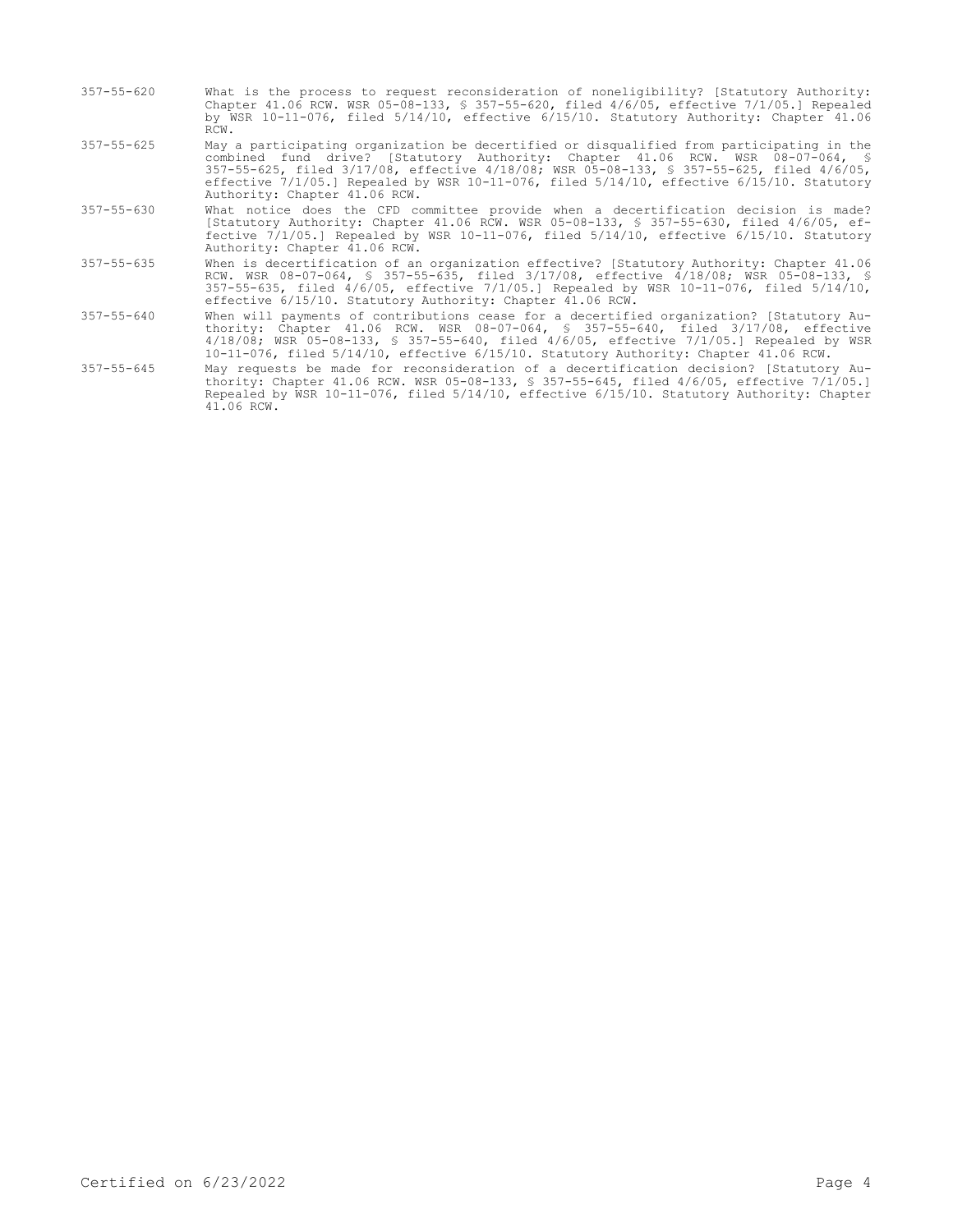357-55-620 What is the process to request reconsideration of noneligibility? [Statutory Authority: Chapter 41.06 RCW. WSR 05-08-133, § 357-55-620, filed 4/6/05, effective 7/1/05.] Repealed by WSR 10-11-076, filed 5/14/10, effective 6/15/10. Statutory Authority: Chapter 41.06 RCW.

357-55-625 May a participating organization be decertified or disqualified from participating in the combined fund drive? [Statutory Authority: Chapter 41.06 RCW. WSR 08-07-064, § 357-55-625, filed 3/17/08, effective 4/18/08; WSR 05-08-133, § 357-55-625, filed 4/6/05, effective 7/1/05.] Repealed by WSR 10-11-076, filed 5/14/10, effective 6/15/10. Statutory Authority: Chapter 41.06 RCW.

357-55-630 What notice does the CFD committee provide when a decertification decision is made? [Statutory Authority: Chapter 41.06 RCW. WSR 05-08-133, § 357-55-630, filed 4/6/05, effective 7/1/05.] Repealed by WSR 10-11-076, filed 5/14/10, effective 6/15/10. Statutory Authority: Chapter 41.06 RCW.

357-55-635 When is decertification of an organization effective? [Statutory Authority: Chapter 41.06 RCW. WSR 08-07-064, § 357-55-635, filed 3/17/08, effective 4/18/08; WSR 05-08-133, § 357-55-635, filed 4/6/05, effective 7/1/05.] Repealed by WSR 10-11-076, filed 5/14/10, effective 6/15/10. Statutory Authority: Chapter 41.06 RCW.

357-55-640 When will payments of contributions cease for a decertified organization? [Statutory Authority: Chapter 41.06 RCW. WSR 08-07-064, § 357-55-640, filed 3/17/08, effective 4/18/08; WSR 05-08-133, § 357-55-640, filed 4/6/05, effective 7/1/05.] Repealed by WSR 10-11-076, filed 5/14/10, effective 6/15/10. Statutory Authority: Chapter 41.06 RCW.

357-55-645 May requests be made for reconsideration of a decertification decision? [Statutory Authority: Chapter 41.06 RCW. WSR 05-08-133, § 357-55-645, filed 4/6/05, effective 7/1/05.] Repealed by WSR 10-11-076, filed 5/14/10, effective 6/15/10. Statutory Authority: Chapter 41.06 RCW.

Certified on 6/23/2022